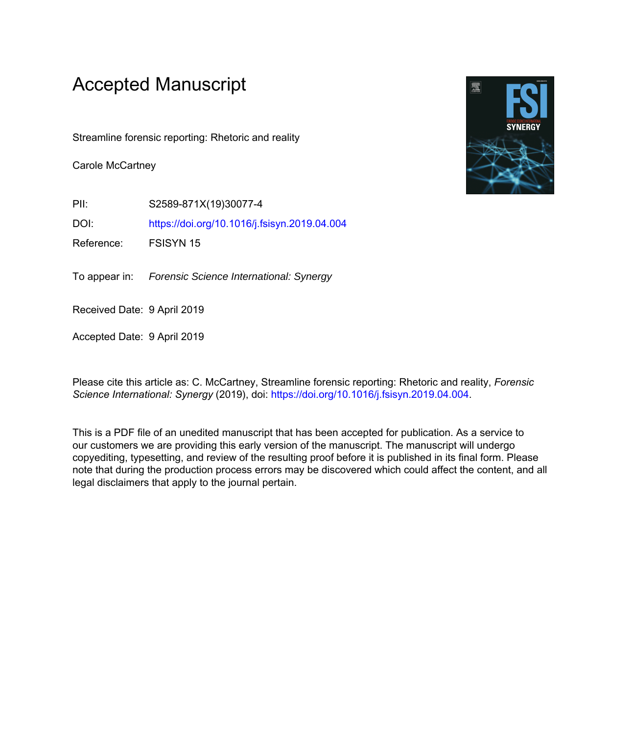# Accepted Manuscript

Streamline forensic reporting: Rhetoric and reality

Carole McCartney

| | |
|---|---|
| PII: | S2589-871X(19)30077-4 |
| DOI: | https://doi.org/10.1016/j.fsisyn.2019.04.004 |
| Reference: | FSISYN 15 |
| To appear in: | *Forensic Science International: Synergy* |
| Received Date: | 9 April 2019 |
| Accepted Date: | 9 April 2019 |

Please cite this article as: C. McCartney, Streamline forensic reporting: Rhetoric and reality, *Forensic Science International: Synergy* (2019), doi: https://doi.org/10.1016/j.fsisyn.2019.04.004.

This is a PDF file of an unedited manuscript that has been accepted for publication. As a service to our customers we are providing this early version of the manuscript. The manuscript will undergo copyediting, typesetting, and review of the resulting proof before it is published in its final form. Please note that during the production process errors may be discovered which could affect the content, and all legal disclaimers that apply to the journal pertain.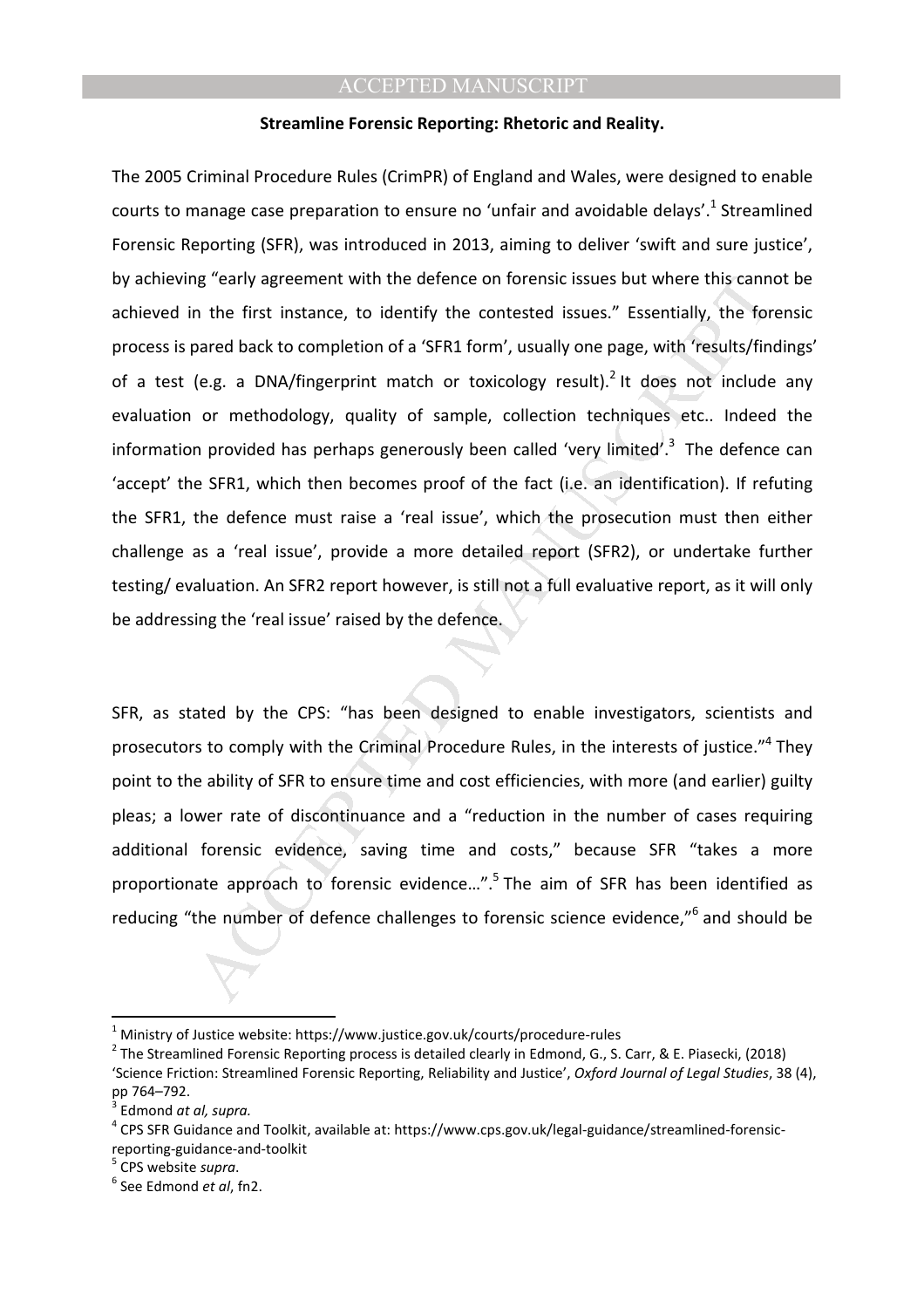**Streamline Forensic Reporting: Rhetoric and Reality.**

The 2005 Criminal Procedure Rules (CrimPR) of England and Wales, were designed to enable courts to manage case preparation to ensure no 'unfair and avoidable delays'.[1] Streamlined Forensic Reporting (SFR), was introduced in 2013, aiming to deliver 'swift and sure justice', by achieving "early agreement with the defence on forensic issues but where this cannot be achieved in the first instance, to identify the contested issues." Essentially, the forensic process is pared back to completion of a 'SFR1 form', usually one page, with 'results/findings' of a test (e.g. a DNA/fingerprint match or toxicology result).[2] It does not include any evaluation or methodology, quality of sample, collection techniques etc.. Indeed the information provided has perhaps generously been called 'very limited'.[3] The defence can 'accept' the SFR1, which then becomes proof of the fact (i.e. an identification). If refuting the SFR1, the defence must raise a 'real issue', which the prosecution must then either challenge as a 'real issue', provide a more detailed report (SFR2), or undertake further testing/ evaluation. An SFR2 report however, is still not a full evaluative report, as it will only be addressing the 'real issue' raised by the defence.

SFR, as stated by the CPS: "has been designed to enable investigators, scientists and prosecutors to comply with the Criminal Procedure Rules, in the interests of justice."[4] They point to the ability of SFR to ensure time and cost efficiencies, with more (and earlier) guilty pleas; a lower rate of discontinuance and a "reduction in the number of cases requiring additional forensic evidence, saving time and costs," because SFR "takes a more proportionate approach to forensic evidence…".[5] The aim of SFR has been identified as reducing "the number of defence challenges to forensic science evidence,"[6] and should be

[1] Ministry of Justice website: https://www.justice.gov.uk/courts/procedure-rules

[2] The Streamlined Forensic Reporting process is detailed clearly in Edmond, G., S. Carr, & E. Piasecki, (2018) 'Science Friction: Streamlined Forensic Reporting, Reliability and Justice', *Oxford Journal of Legal Studies*, 38 (4), pp 764–792.

[3] Edmond *at al, supra.*

[4] CPS SFR Guidance and Toolkit, available at: https://www.cps.gov.uk/legal-guidance/streamlined-forensic-reporting-guidance-and-toolkit

[5] CPS website *supra*.

[6] See Edmond *et al*, fn2.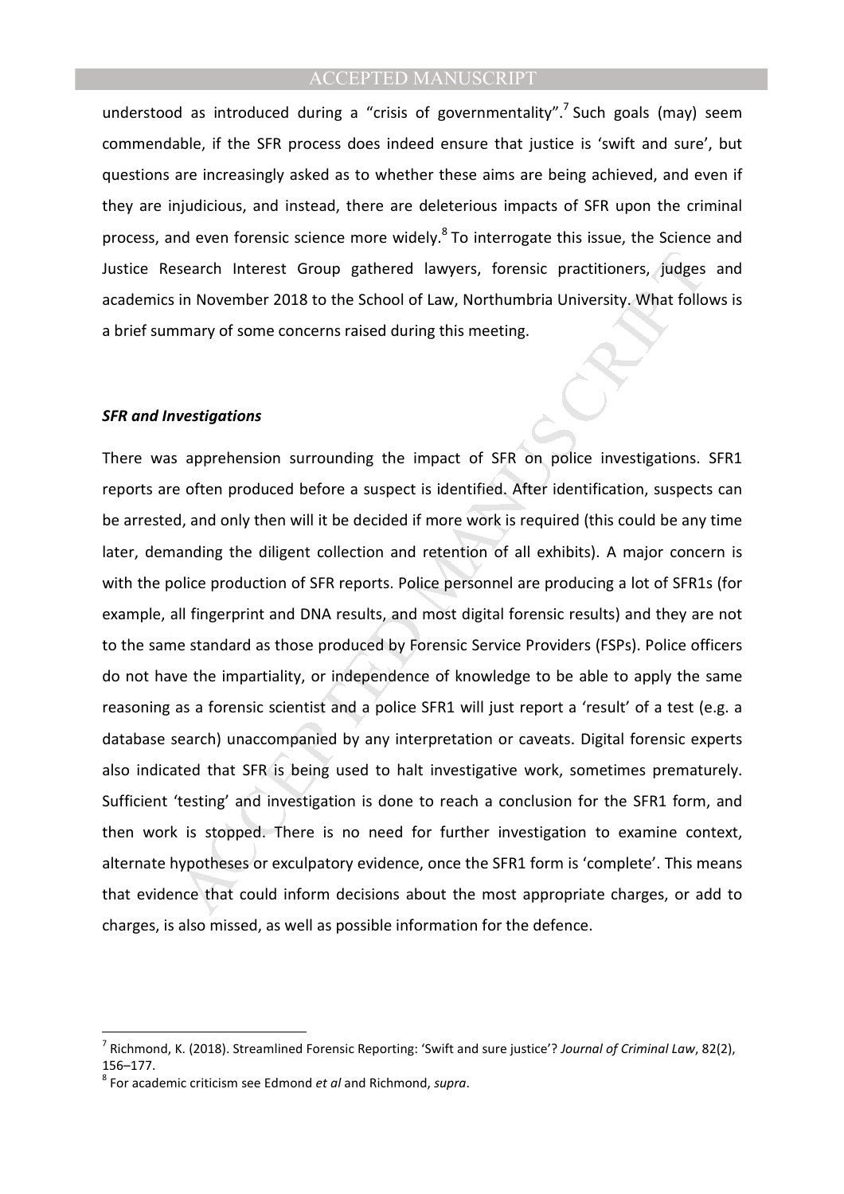understood as introduced during a “crisis of governmentality”.[7] Such goals (may) seem commendable, if the SFR process does indeed ensure that justice is ‘swift and sure’, but questions are increasingly asked as to whether these aims are being achieved, and even if they are injudicious, and instead, there are deleterious impacts of SFR upon the criminal process, and even forensic science more widely.[8] To interrogate this issue, the Science and Justice Research Interest Group gathered lawyers, forensic practitioners, judges and academics in November 2018 to the School of Law, Northumbria University. What follows is a brief summary of some concerns raised during this meeting.

***SFR and Investigations***

There was apprehension surrounding the impact of SFR on police investigations. SFR1 reports are often produced before a suspect is identified. After identification, suspects can be arrested, and only then will it be decided if more work is required (this could be any time later, demanding the diligent collection and retention of all exhibits). A major concern is with the police production of SFR reports. Police personnel are producing a lot of SFR1s (for example, all fingerprint and DNA results, and most digital forensic results) and they are not to the same standard as those produced by Forensic Service Providers (FSPs). Police officers do not have the impartiality, or independence of knowledge to be able to apply the same reasoning as a forensic scientist and a police SFR1 will just report a ‘result’ of a test (e.g. a database search) unaccompanied by any interpretation or caveats. Digital forensic experts also indicated that SFR is being used to halt investigative work, sometimes prematurely. Sufficient ‘testing’ and investigation is done to reach a conclusion for the SFR1 form, and then work is stopped. There is no need for further investigation to examine context, alternate hypotheses or exculpatory evidence, once the SFR1 form is ‘complete’. This means that evidence that could inform decisions about the most appropriate charges, or add to charges, is also missed, as well as possible information for the defence.

---

[7] Richmond, K. (2018). Streamlined Forensic Reporting: ‘Swift and sure justice’? *Journal of Criminal Law*, 82(2), 156–177.

[8] For academic criticism see Edmond *et al* and Richmond, *supra*.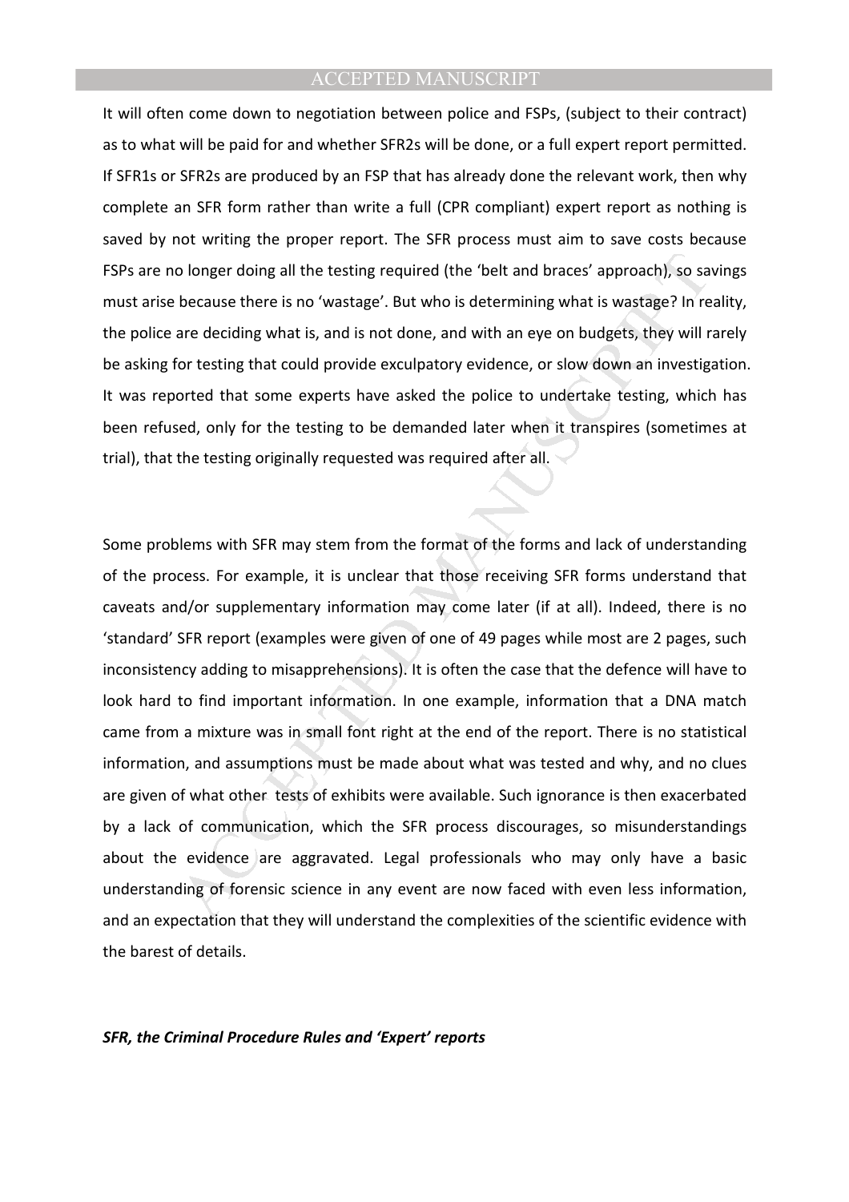It will often come down to negotiation between police and FSPs, (subject to their contract) as to what will be paid for and whether SFR2s will be done, or a full expert report permitted. If SFR1s or SFR2s are produced by an FSP that has already done the relevant work, then why complete an SFR form rather than write a full (CPR compliant) expert report as nothing is saved by not writing the proper report. The SFR process must aim to save costs because FSPs are no longer doing all the testing required (the 'belt and braces' approach), so savings must arise because there is no 'wastage'. But who is determining what is wastage? In reality, the police are deciding what is, and is not done, and with an eye on budgets, they will rarely be asking for testing that could provide exculpatory evidence, or slow down an investigation. It was reported that some experts have asked the police to undertake testing, which has been refused, only for the testing to be demanded later when it transpires (sometimes at trial), that the testing originally requested was required after all.

Some problems with SFR may stem from the format of the forms and lack of understanding of the process. For example, it is unclear that those receiving SFR forms understand that caveats and/or supplementary information may come later (if at all). Indeed, there is no 'standard' SFR report (examples were given of one of 49 pages while most are 2 pages, such inconsistency adding to misapprehensions). It is often the case that the defence will have to look hard to find important information. In one example, information that a DNA match came from a mixture was in small font right at the end of the report. There is no statistical information, and assumptions must be made about what was tested and why, and no clues are given of what other tests of exhibits were available. Such ignorance is then exacerbated by a lack of communication, which the SFR process discourages, so misunderstandings about the evidence are aggravated. Legal professionals who may only have a basic understanding of forensic science in any event are now faced with even less information, and an expectation that they will understand the complexities of the scientific evidence with the barest of details.

***SFR, the Criminal Procedure Rules and 'Expert' reports***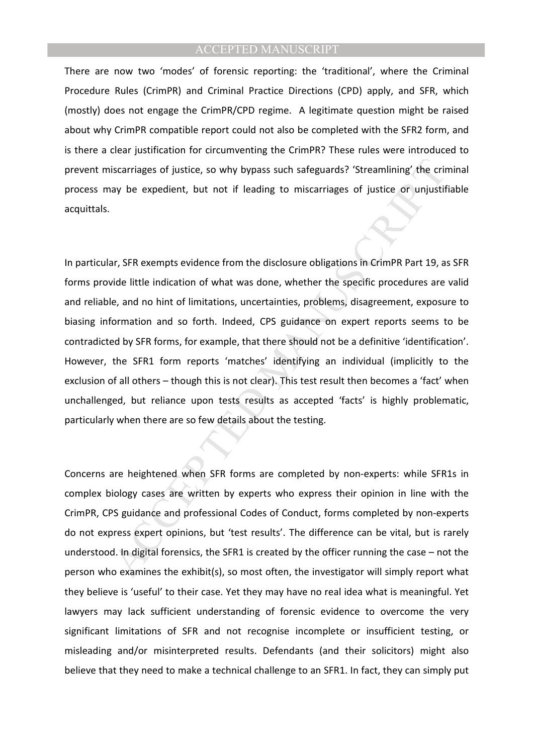There are now two 'modes' of forensic reporting: the 'traditional', where the Criminal Procedure Rules (CrimPR) and Criminal Practice Directions (CPD) apply, and SFR, which (mostly) does not engage the CrimPR/CPD regime. A legitimate question might be raised about why CrimPR compatible report could not also be completed with the SFR2 form, and is there a clear justification for circumventing the CrimPR? These rules were introduced to prevent miscarriages of justice, so why bypass such safeguards? 'Streamlining' the criminal process may be expedient, but not if leading to miscarriages of justice or unjustifiable acquittals.

In particular, SFR exempts evidence from the disclosure obligations in CrimPR Part 19, as SFR forms provide little indication of what was done, whether the specific procedures are valid and reliable, and no hint of limitations, uncertainties, problems, disagreement, exposure to biasing information and so forth. Indeed, CPS guidance on expert reports seems to be contradicted by SFR forms, for example, that there should not be a definitive 'identification'. However, the SFR1 form reports 'matches' identifying an individual (implicitly to the exclusion of all others – though this is not clear). This test result then becomes a 'fact' when unchallenged, but reliance upon tests results as accepted 'facts' is highly problematic, particularly when there are so few details about the testing.

Concerns are heightened when SFR forms are completed by non-experts: while SFR1s in complex biology cases are written by experts who express their opinion in line with the CrimPR, CPS guidance and professional Codes of Conduct, forms completed by non-experts do not express expert opinions, but 'test results'. The difference can be vital, but is rarely understood. In digital forensics, the SFR1 is created by the officer running the case – not the person who examines the exhibit(s), so most often, the investigator will simply report what they believe is 'useful' to their case. Yet they may have no real idea what is meaningful. Yet lawyers may lack sufficient understanding of forensic evidence to overcome the very significant limitations of SFR and not recognise incomplete or insufficient testing, or misleading and/or misinterpreted results. Defendants (and their solicitors) might also believe that they need to make a technical challenge to an SFR1. In fact, they can simply put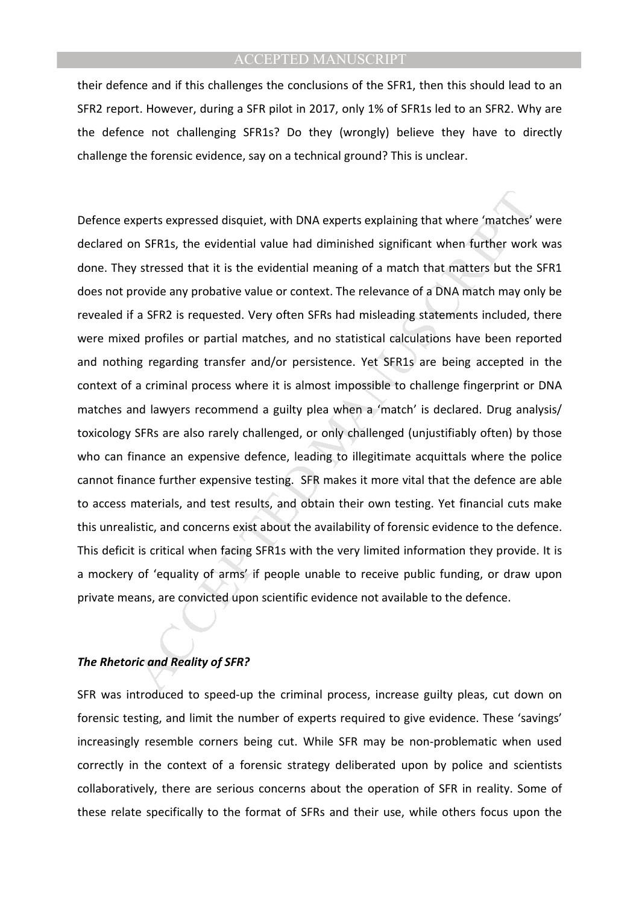their defence and if this challenges the conclusions of the SFR1, then this should lead to an SFR2 report. However, during a SFR pilot in 2017, only 1% of SFR1s led to an SFR2. Why are the defence not challenging SFR1s? Do they (wrongly) believe they have to directly challenge the forensic evidence, say on a technical ground? This is unclear.

Defence experts expressed disquiet, with DNA experts explaining that where 'matches' were declared on SFR1s, the evidential value had diminished significant when further work was done. They stressed that it is the evidential meaning of a match that matters but the SFR1 does not provide any probative value or context. The relevance of a DNA match may only be revealed if a SFR2 is requested. Very often SFRs had misleading statements included, there were mixed profiles or partial matches, and no statistical calculations have been reported and nothing regarding transfer and/or persistence. Yet SFR1s are being accepted in the context of a criminal process where it is almost impossible to challenge fingerprint or DNA matches and lawyers recommend a guilty plea when a 'match' is declared. Drug analysis/ toxicology SFRs are also rarely challenged, or only challenged (unjustifiably often) by those who can finance an expensive defence, leading to illegitimate acquittals where the police cannot finance further expensive testing. SFR makes it more vital that the defence are able to access materials, and test results, and obtain their own testing. Yet financial cuts make this unrealistic, and concerns exist about the availability of forensic evidence to the defence. This deficit is critical when facing SFR1s with the very limited information they provide. It is a mockery of 'equality of arms' if people unable to receive public funding, or draw upon private means, are convicted upon scientific evidence not available to the defence.

### *The Rhetoric and Reality of SFR?*

SFR was introduced to speed-up the criminal process, increase guilty pleas, cut down on forensic testing, and limit the number of experts required to give evidence. These 'savings' increasingly resemble corners being cut. While SFR may be non-problematic when used correctly in the context of a forensic strategy deliberated upon by police and scientists collaboratively, there are serious concerns about the operation of SFR in reality. Some of these relate specifically to the format of SFRs and their use, while others focus upon the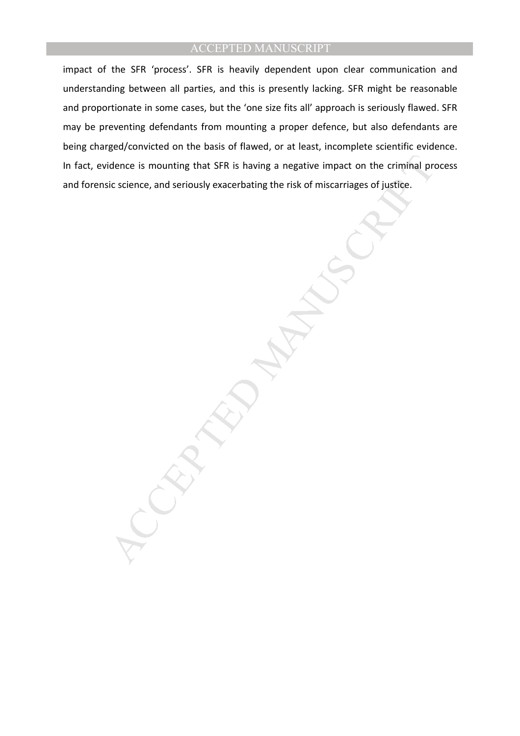impact of the SFR 'process'. SFR is heavily dependent upon clear communication and understanding between all parties, and this is presently lacking. SFR might be reasonable and proportionate in some cases, but the 'one size fits all' approach is seriously flawed. SFR may be preventing defendants from mounting a proper defence, but also defendants are being charged/convicted on the basis of flawed, or at least, incomplete scientific evidence. In fact, evidence is mounting that SFR is having a negative impact on the criminal process and forensic science, and seriously exacerbating the risk of miscarriages of justice.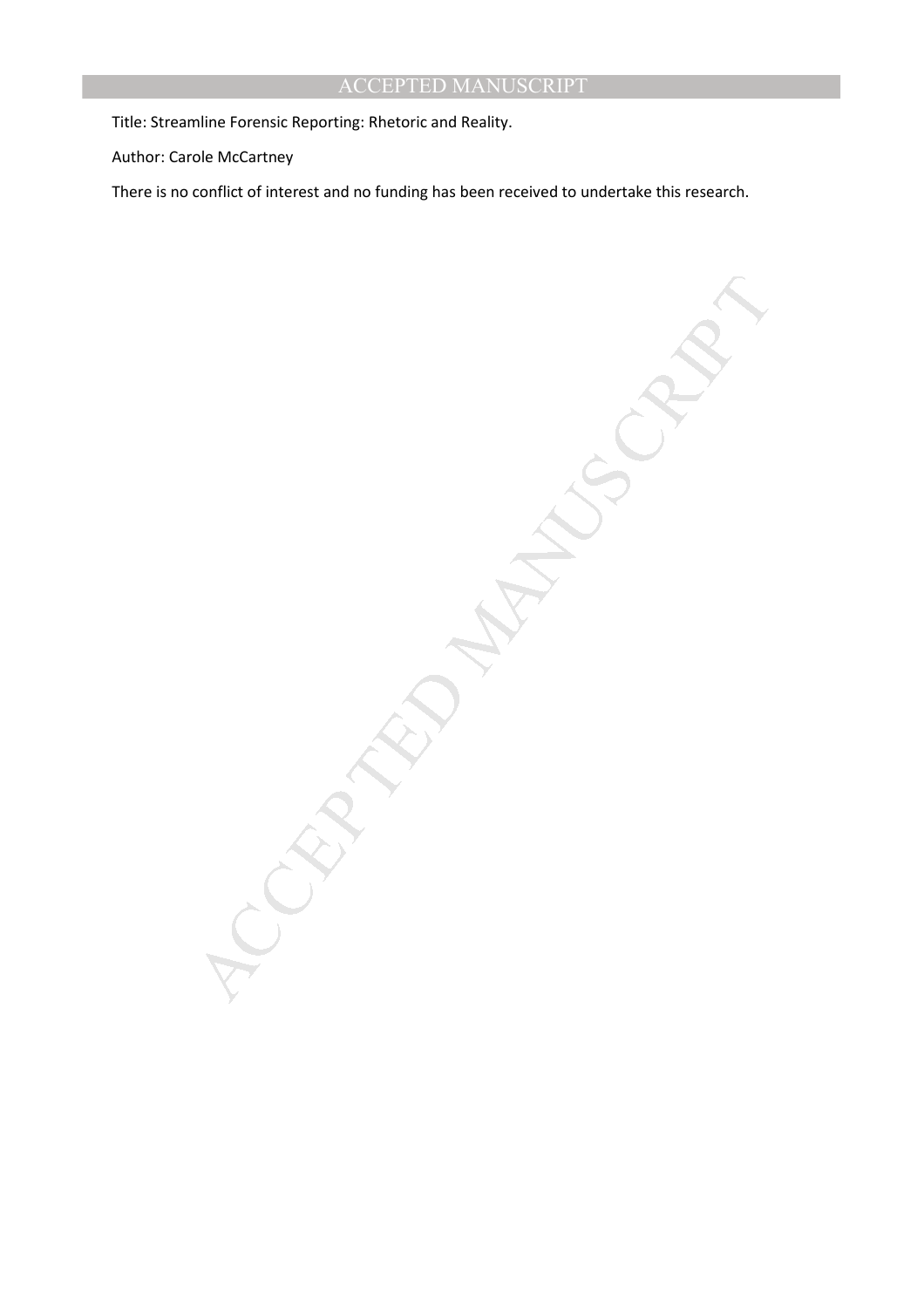Title: Streamline Forensic Reporting: Rhetoric and Reality.

Author: Carole McCartney

There is no conflict of interest and no funding has been received to undertake this research.